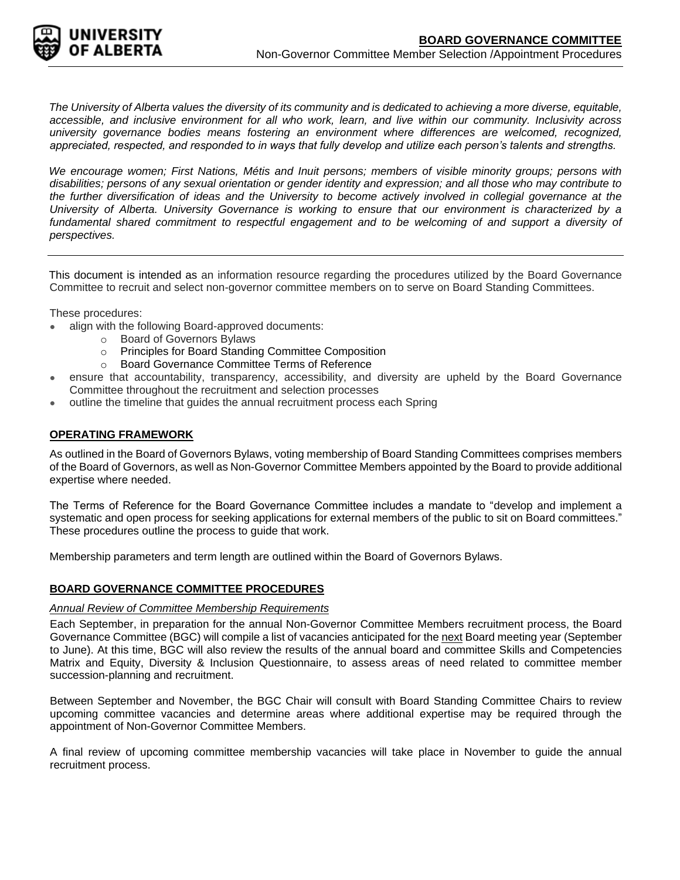*The University of Alberta values the diversity of its community and is dedicated to achieving a more diverse, equitable, accessible, and inclusive environment for all who work, learn, and live within our community. Inclusivity across university governance bodies means fostering an environment where differences are welcomed, recognized, appreciated, respected, and responded to in ways that fully develop and utilize each person's talents and strengths.*

*We encourage women; First Nations, Métis and Inuit persons; members of visible minority groups; persons with disabilities; persons of any sexual orientation or gender identity and expression; and all those who may contribute to the further diversification of ideas and the University to become actively involved in collegial governance at the University of Alberta. University Governance is working to ensure that our environment is characterized by a fundamental shared commitment to respectful engagement and to be welcoming of and support a diversity of perspectives.*

---

This document is intended as an information resource regarding the procedures utilized by the Board Governance Committee to recruit and select non-governor committee members on to serve on Board Standing Committees.

These procedures:

- align with the following Board-approved documents:
    - Board of Governors Bylaws
    - Principles for Board Standing Committee Composition
    - Board Governance Committee Terms of Reference
- ensure that accountability, transparency, accessibility, and diversity are upheld by the Board Governance Committee throughout the recruitment and selection processes
- outline the timeline that guides the annual recruitment process each Spring

## OPERATING FRAMEWORK

As outlined in the Board of Governors Bylaws, voting membership of Board Standing Committees comprises members of the Board of Governors, as well as Non-Governor Committee Members appointed by the Board to provide additional expertise where needed.

The Terms of Reference for the Board Governance Committee includes a mandate to "develop and implement a systematic and open process for seeking applications for external members of the public to sit on Board committees." These procedures outline the process to guide that work.

Membership parameters and term length are outlined within the Board of Governors Bylaws.

## BOARD GOVERNANCE COMMITTEE PROCEDURES

### *Annual Review of Committee Membership Requirements*

Each September, in preparation for the annual Non-Governor Committee Members recruitment process, the Board Governance Committee (BGC) will compile a list of vacancies anticipated for the next Board meeting year (September to June). At this time, BGC will also review the results of the annual board and committee Skills and Competencies Matrix and Equity, Diversity & Inclusion Questionnaire, to assess areas of need related to committee member succession-planning and recruitment.

Between September and November, the BGC Chair will consult with Board Standing Committee Chairs to review upcoming committee vacancies and determine areas where additional expertise may be required through the appointment of Non-Governor Committee Members.

A final review of upcoming committee membership vacancies will take place in November to guide the annual recruitment process.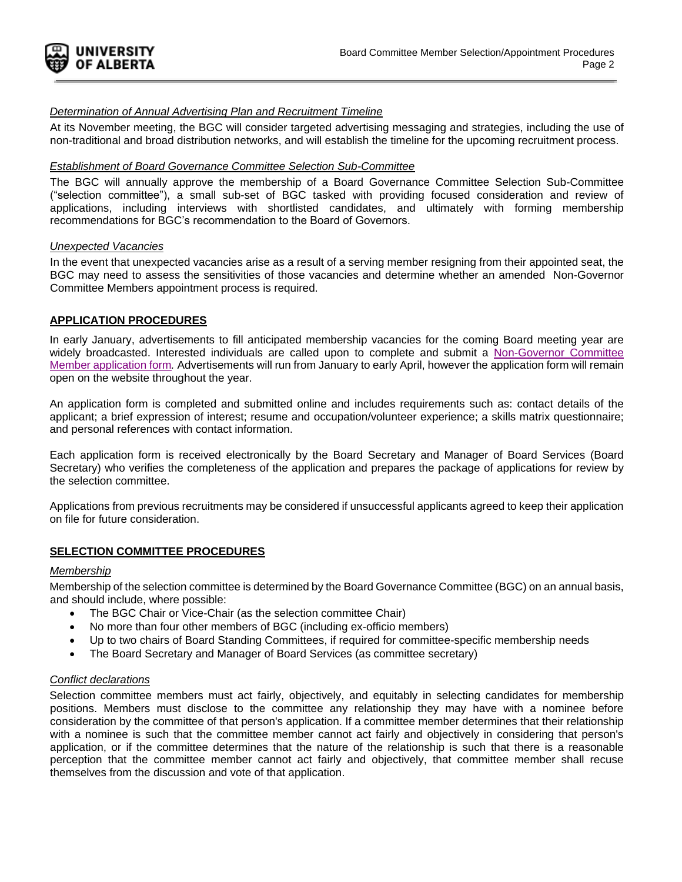*Determination of Annual Advertising Plan and Recruitment Timeline*

At its November meeting, the BGC will consider targeted advertising messaging and strategies, including the use of non-traditional and broad distribution networks, and will establish the timeline for the upcoming recruitment process.

*Establishment of Board Governance Committee Selection Sub-Committee*

The BGC will annually approve the membership of a Board Governance Committee Selection Sub-Committee ("selection committee"), a small sub-set of BGC tasked with providing focused consideration and review of applications, including interviews with shortlisted candidates, and ultimately with forming membership recommendations for BGC's recommendation to the Board of Governors.

*Unexpected Vacancies*

In the event that unexpected vacancies arise as a result of a serving member resigning from their appointed seat, the BGC may need to assess the sensitivities of those vacancies and determine whether an amended Non-Governor Committee Members appointment process is required.

## APPLICATION PROCEDURES

In early January, advertisements to fill anticipated membership vacancies for the coming Board meeting year are widely broadcasted. Interested individuals are called upon to complete and submit a Non-Governor Committee Member application form. Advertisements will run from January to early April, however the application form will remain open on the website throughout the year.

An application form is completed and submitted online and includes requirements such as: contact details of the applicant; a brief expression of interest; resume and occupation/volunteer experience; a skills matrix questionnaire; and personal references with contact information.

Each application form is received electronically by the Board Secretary and Manager of Board Services (Board Secretary) who verifies the completeness of the application and prepares the package of applications for review by the selection committee.

Applications from previous recruitments may be considered if unsuccessful applicants agreed to keep their application on file for future consideration.

## SELECTION COMMITTEE PROCEDURES

*Membership*

Membership of the selection committee is determined by the Board Governance Committee (BGC) on an annual basis, and should include, where possible:

- The BGC Chair or Vice-Chair (as the selection committee Chair)
- No more than four other members of BGC (including ex-officio members)
- Up to two chairs of Board Standing Committees, if required for committee-specific membership needs
- The Board Secretary and Manager of Board Services (as committee secretary)

*Conflict declarations*

Selection committee members must act fairly, objectively, and equitably in selecting candidates for membership positions. Members must disclose to the committee any relationship they may have with a nominee before consideration by the committee of that person's application. If a committee member determines that their relationship with a nominee is such that the committee member cannot act fairly and objectively in considering that person's application, or if the committee determines that the nature of the relationship is such that there is a reasonable perception that the committee member cannot act fairly and objectively, that committee member shall recuse themselves from the discussion and vote of that application.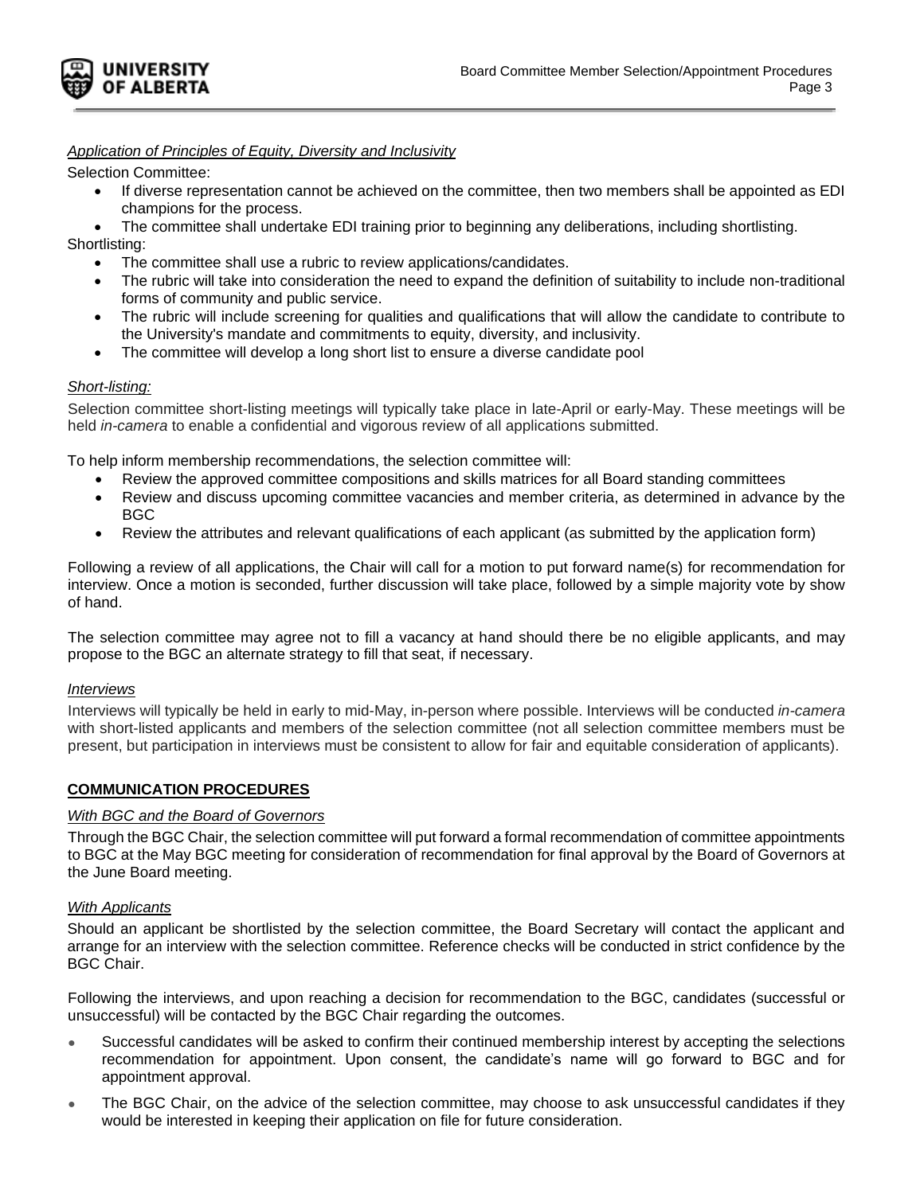*Application of Principles of Equity, Diversity and Inclusivity*

Selection Committee:

- If diverse representation cannot be achieved on the committee, then two members shall be appointed as EDI champions for the process.
- The committee shall undertake EDI training prior to beginning any deliberations, including shortlisting.

Shortlisting:

- The committee shall use a rubric to review applications/candidates.
- The rubric will take into consideration the need to expand the definition of suitability to include non-traditional forms of community and public service.
- The rubric will include screening for qualities and qualifications that will allow the candidate to contribute to the University's mandate and commitments to equity, diversity, and inclusivity.
- The committee will develop a long short list to ensure a diverse candidate pool

*Short-listing:*

Selection committee short-listing meetings will typically take place in late-April or early-May. These meetings will be held *in-camera* to enable a confidential and vigorous review of all applications submitted.

To help inform membership recommendations, the selection committee will:

- Review the approved committee compositions and skills matrices for all Board standing committees
- Review and discuss upcoming committee vacancies and member criteria, as determined in advance by the BGC
- Review the attributes and relevant qualifications of each applicant (as submitted by the application form)

Following a review of all applications, the Chair will call for a motion to put forward name(s) for recommendation for interview. Once a motion is seconded, further discussion will take place, followed by a simple majority vote by show of hand.

The selection committee may agree not to fill a vacancy at hand should there be no eligible applicants, and may propose to the BGC an alternate strategy to fill that seat, if necessary.

*Interviews*

Interviews will typically be held in early to mid-May, in-person where possible. Interviews will be conducted *in-camera* with short-listed applicants and members of the selection committee (not all selection committee members must be present, but participation in interviews must be consistent to allow for fair and equitable consideration of applicants).

## COMMUNICATION PROCEDURES

*With BGC and the Board of Governors*

Through the BGC Chair, the selection committee will put forward a formal recommendation of committee appointments to BGC at the May BGC meeting for consideration of recommendation for final approval by the Board of Governors at the June Board meeting.

*With Applicants*

Should an applicant be shortlisted by the selection committee, the Board Secretary will contact the applicant and arrange for an interview with the selection committee. Reference checks will be conducted in strict confidence by the BGC Chair.

Following the interviews, and upon reaching a decision for recommendation to the BGC, candidates (successful or unsuccessful) will be contacted by the BGC Chair regarding the outcomes.

- Successful candidates will be asked to confirm their continued membership interest by accepting the selections recommendation for appointment. Upon consent, the candidate's name will go forward to BGC and for appointment approval.
- The BGC Chair, on the advice of the selection committee, may choose to ask unsuccessful candidates if they would be interested in keeping their application on file for future consideration.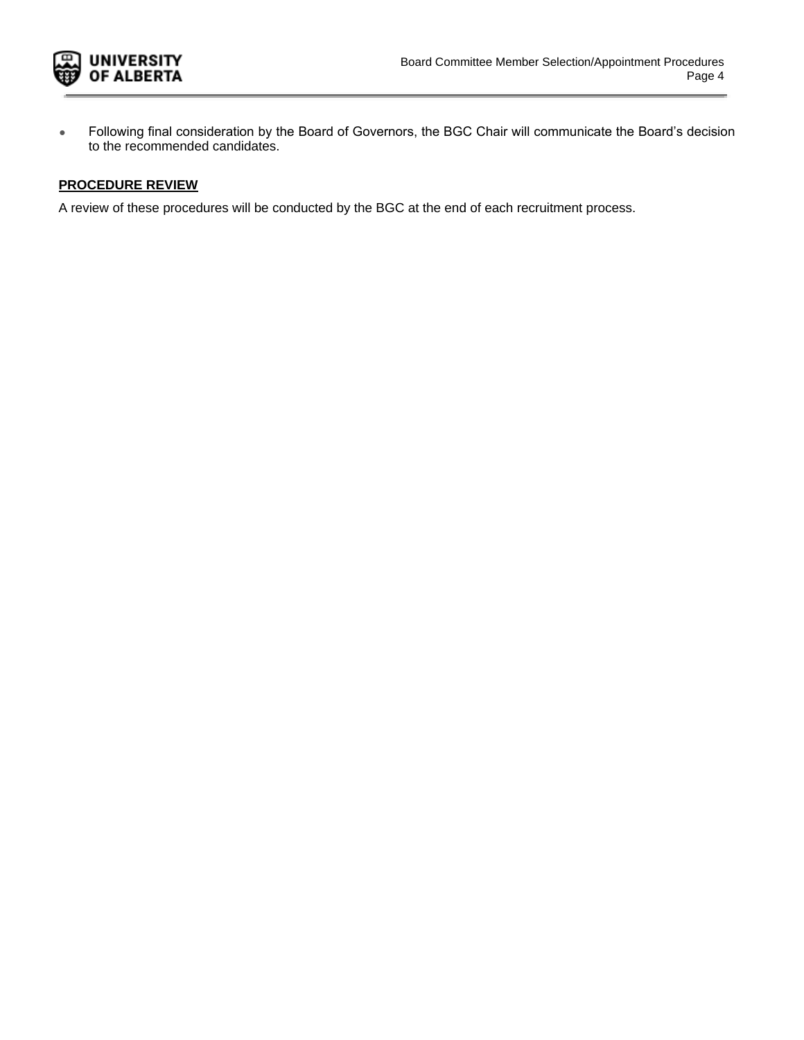- Following final consideration by the Board of Governors, the BGC Chair will communicate the Board's decision to the recommended candidates.

**PROCEDURE REVIEW**

A review of these procedures will be conducted by the BGC at the end of each recruitment process.